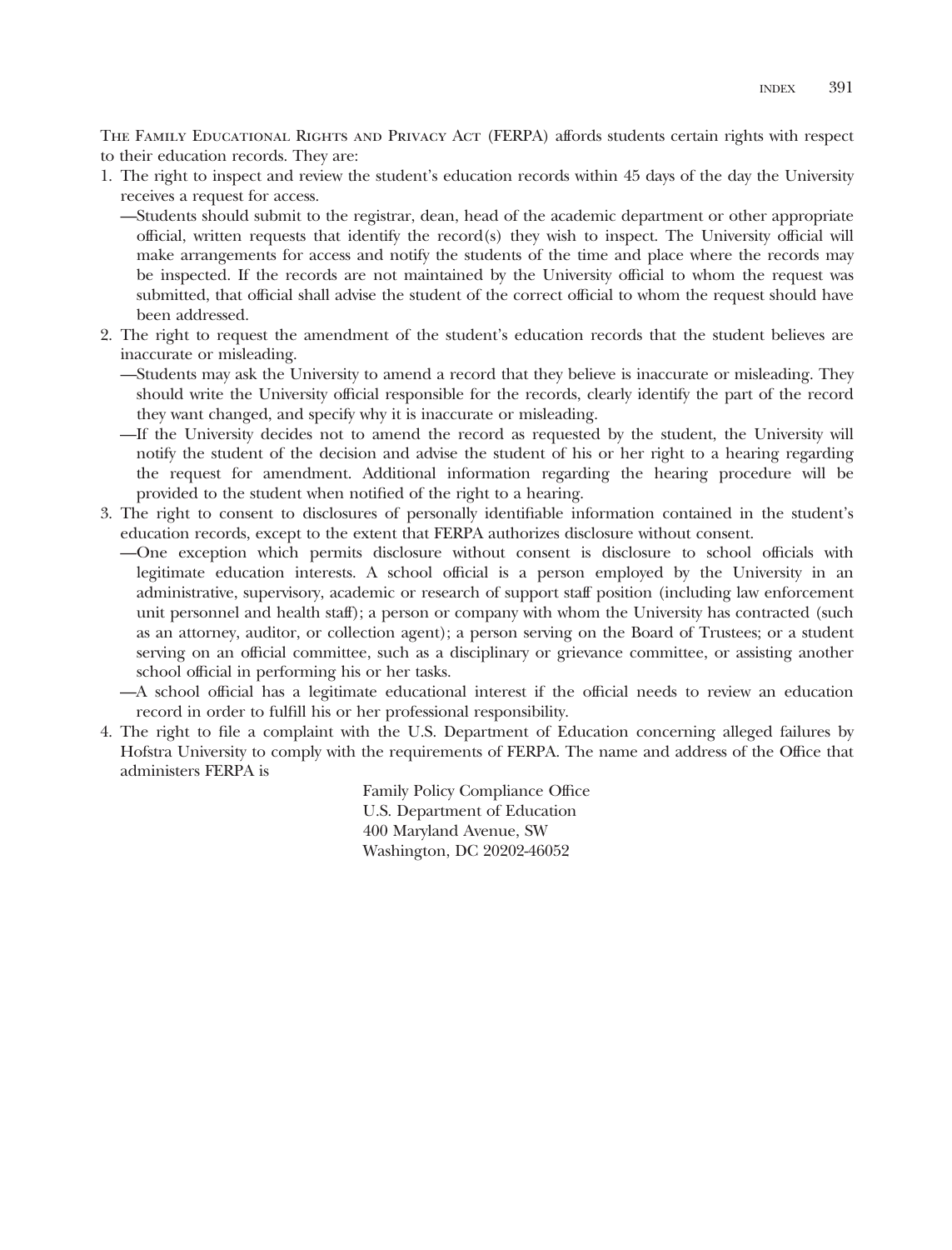The Family Educational Rights and Privacy Act (FERPA) affords students certain rights with respect to their education records. They are:

1. The right to inspect and review the student's education records within 45 days of the day the University receives a request for access.
   —Students should submit to the registrar, dean, head of the academic department or other appropriate official, written requests that identify the record(s) they wish to inspect. The University official will make arrangements for access and notify the students of the time and place where the records may be inspected. If the records are not maintained by the University official to whom the request was submitted, that official shall advise the student of the correct official to whom the request should have been addressed.
2. The right to request the amendment of the student's education records that the student believes are inaccurate or misleading.
   —Students may ask the University to amend a record that they believe is inaccurate or misleading. They should write the University official responsible for the records, clearly identify the part of the record they want changed, and specify why it is inaccurate or misleading.
   —If the University decides not to amend the record as requested by the student, the University will notify the student of the decision and advise the student of his or her right to a hearing regarding the request for amendment. Additional information regarding the hearing procedure will be provided to the student when notified of the right to a hearing.
3. The right to consent to disclosures of personally identifiable information contained in the student's education records, except to the extent that FERPA authorizes disclosure without consent.
   —One exception which permits disclosure without consent is disclosure to school officials with legitimate education interests. A school official is a person employed by the University in an administrative, supervisory, academic or research of support staff position (including law enforcement unit personnel and health staff); a person or company with whom the University has contracted (such as an attorney, auditor, or collection agent); a person serving on the Board of Trustees; or a student serving on an official committee, such as a disciplinary or grievance committee, or assisting another school official in performing his or her tasks.
   —A school official has a legitimate educational interest if the official needs to review an education record in order to fulfill his or her professional responsibility.
4. The right to file a complaint with the U.S. Department of Education concerning alleged failures by Hofstra University to comply with the requirements of FERPA. The name and address of the Office that administers FERPA is

   Family Policy Compliance Office
   U.S. Department of Education
   400 Maryland Avenue, SW
   Washington, DC 20202-46052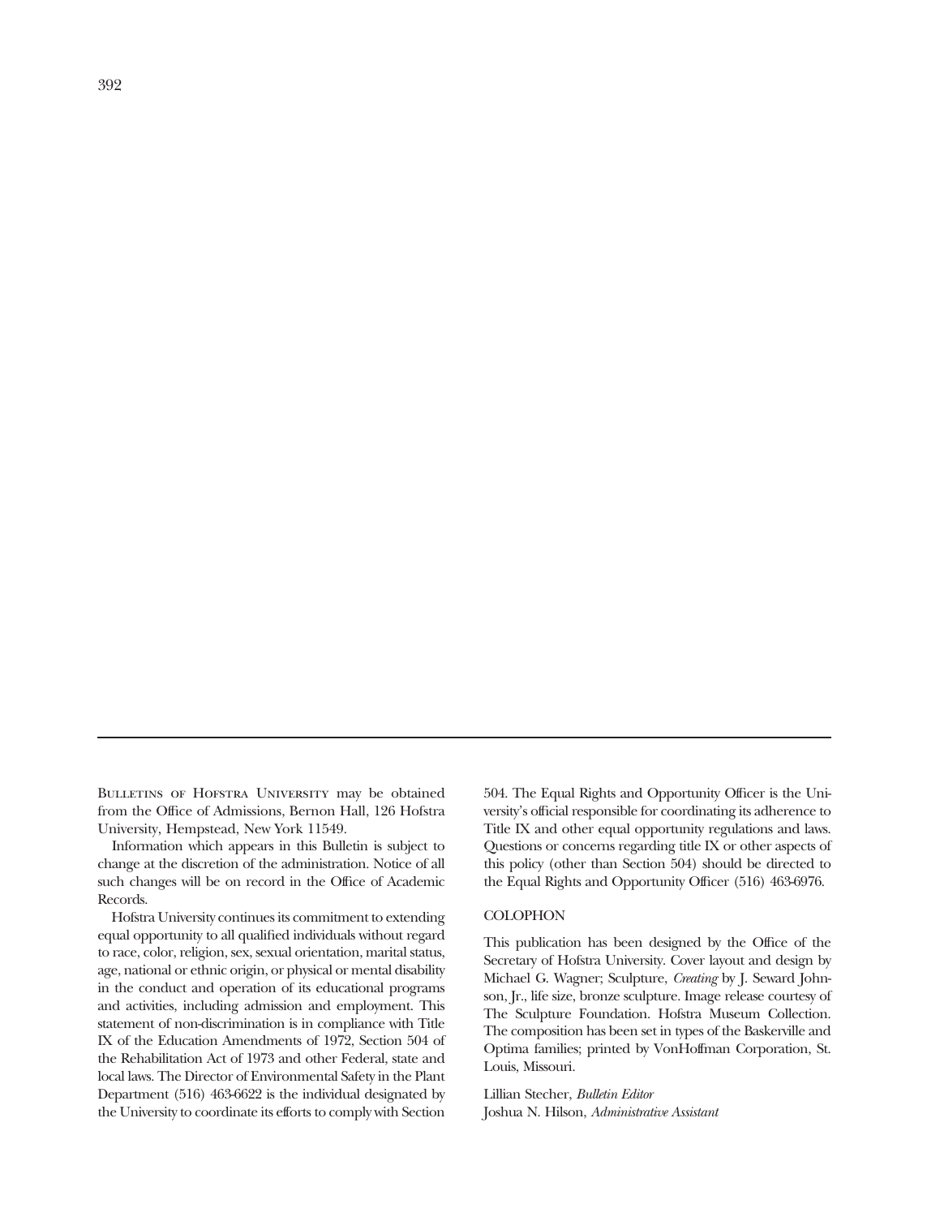BULLETINS OF HOFSTRA UNIVERSITY may be obtained from the Office of Admissions, Bernon Hall, 126 Hofstra University, Hempstead, New York 11549.

Information which appears in this Bulletin is subject to change at the discretion of the administration. Notice of all such changes will be on record in the Office of Academic Records.

Hofstra University continues its commitment to extending equal opportunity to all qualified individuals without regard to race, color, religion, sex, sexual orientation, marital status, age, national or ethnic origin, or physical or mental disability in the conduct and operation of its educational programs and activities, including admission and employment. This statement of non-discrimination is in compliance with Title IX of the Education Amendments of 1972, Section 504 of the Rehabilitation Act of 1973 and other Federal, state and local laws. The Director of Environmental Safety in the Plant Department (516) 463-6622 is the individual designated by the University to coordinate its efforts to comply with Section 504. The Equal Rights and Opportunity Officer is the University's official responsible for coordinating its adherence to Title IX and other equal opportunity regulations and laws. Questions or concerns regarding title IX or other aspects of this policy (other than Section 504) should be directed to the Equal Rights and Opportunity Officer (516) 463-6976.

COLOPHON

This publication has been designed by the Office of the Secretary of Hofstra University. Cover layout and design by Michael G. Wagner; Sculpture, *Creating* by J. Seward Johnson, Jr., life size, bronze sculpture. Image release courtesy of The Sculpture Foundation. Hofstra Museum Collection. The composition has been set in types of the Baskerville and Optima families; printed by VonHoffman Corporation, St. Louis, Missouri.

Lillian Stecher, *Bulletin Editor*
Joshua N. Hilson, *Administrative Assistant*